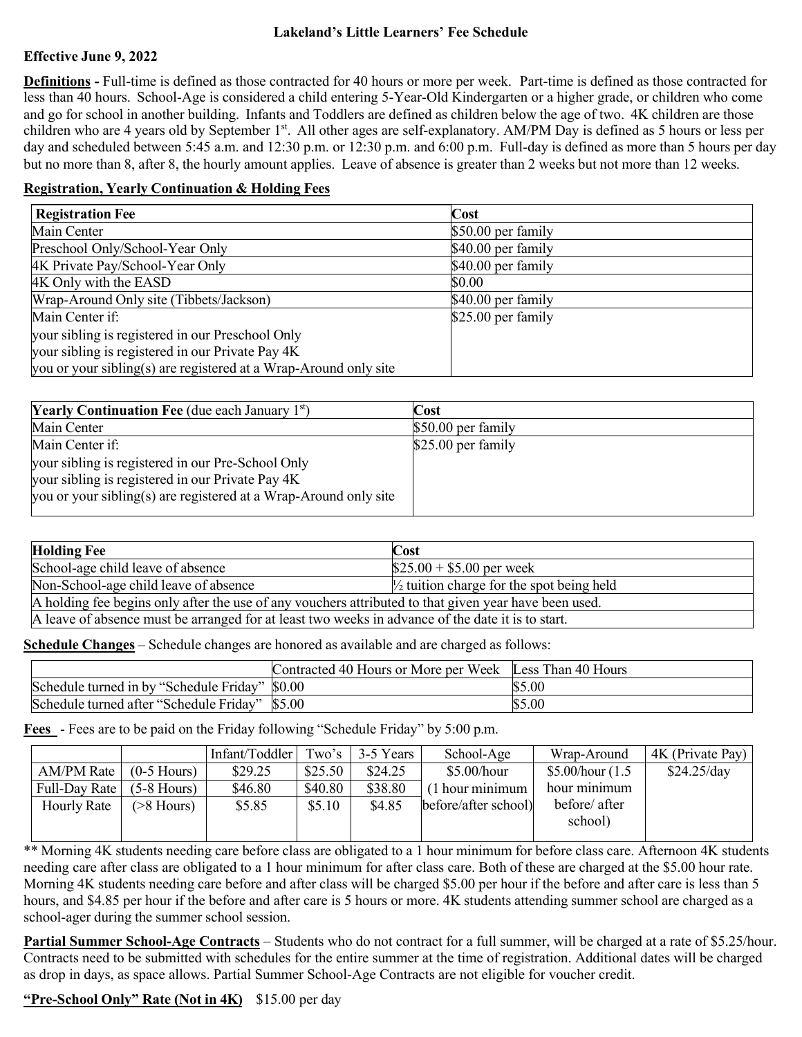# Lakeland's Little Learners' Fee Schedule

**Effective June 9, 2022**

**Definitions -** Full-time is defined as those contracted for 40 hours or more per week. Part-time is defined as those contracted for less than 40 hours. School-Age is considered a child entering 5-Year-Old Kindergarten or a higher grade, or children who come and go for school in another building. Infants and Toddlers are defined as children below the age of two. 4K children are those children who are 4 years old by September 1st. All other ages are self-explanatory. AM/PM Day is defined as 5 hours or less per day and scheduled between 5:45 a.m. and 12:30 p.m. or 12:30 p.m. and 6:00 p.m. Full-day is defined as more than 5 hours per day but no more than 8, after 8, the hourly amount applies. Leave of absence is greater than 2 weeks but not more than 12 weeks.

## Registration, Yearly Continuation & Holding Fees

| Registration Fee | Cost |
|---|---|
| Main Center | $50.00 per family |
| Preschool Only/School-Year Only | $40.00 per family |
| 4K Private Pay/School-Year Only | $40.00 per family |
| 4K Only with the EASD | $0.00 |
| Wrap-Around Only site (Tibbets/Jackson) | $40.00 per family |
| Main Center if:<br>your sibling is registered in our Preschool Only<br>your sibling is registered in our Private Pay 4K<br>you or your sibling(s) are registered at a Wrap-Around only site | $25.00 per family |

| Yearly Continuation Fee (due each January 1st) | Cost |
|---|---|
| Main Center | $50.00 per family |
| Main Center if:<br>your sibling is registered in our Pre-School Only<br>your sibling is registered in our Private Pay 4K<br>you or your sibling(s) are registered at a Wrap-Around only site | $25.00 per family |

| Holding Fee | Cost |
|---|---|
| School-age child leave of absence | $25.00 + $5.00 per week |
| Non-School-age child leave of absence | ½ tuition charge for the spot being held |
| A holding fee begins only after the use of any vouchers attributed to that given year have been used. | |
| A leave of absence must be arranged for at least two weeks in advance of the date it is to start. | |

**Schedule Changes** – Schedule changes are honored as available and are charged as follows:

| | Contracted 40 Hours or More per Week | Less Than 40 Hours |
|---|---|---|
| Schedule turned in by "Schedule Friday" | $0.00 | $5.00 |
| Schedule turned after "Schedule Friday" | $5.00 | $5.00 |

**Fees** - Fees are to be paid on the Friday following "Schedule Friday" by 5:00 p.m.

| | | Infant/Toddler | Two's | 3-5 Years | School-Age | Wrap-Around | 4K (Private Pay) |
|---|---|---|---|---|---|---|---|
| AM/PM Rate | (0-5 Hours) | $29.25 | $25.50 | $24.25 | $5.00/hour (1 hour minimum before/after school) | $5.00/hour (1.5 hour minimum before/ after school) | $24.25/day |
| Full-Day Rate | (5-8 Hours) | $46.80 | $40.80 | $38.80 | | | |
| Hourly Rate | (>8 Hours) | $5.85 | $5.10 | $4.85 | | | |

** Morning 4K students needing care before class are obligated to a 1 hour minimum for before class care. Afternoon 4K students needing care after class are obligated to a 1 hour minimum for after class care. Both of these are charged at the $5.00 hour rate. Morning 4K students needing care before and after class will be charged $5.00 per hour if the before and after care is less than 5 hours, and $4.85 per hour if the before and after care is 5 hours or more. 4K students attending summer school are charged as a school-ager during the summer school session.

**Partial Summer School-Age Contracts** – Students who do not contract for a full summer, will be charged at a rate of $5.25/hour. Contracts need to be submitted with schedules for the entire summer at the time of registration. Additional dates will be charged as drop in days, as space allows. Partial Summer School-Age Contracts are not eligible for voucher credit.

**"Pre-School Only" Rate (Not in 4K)** $15.00 per day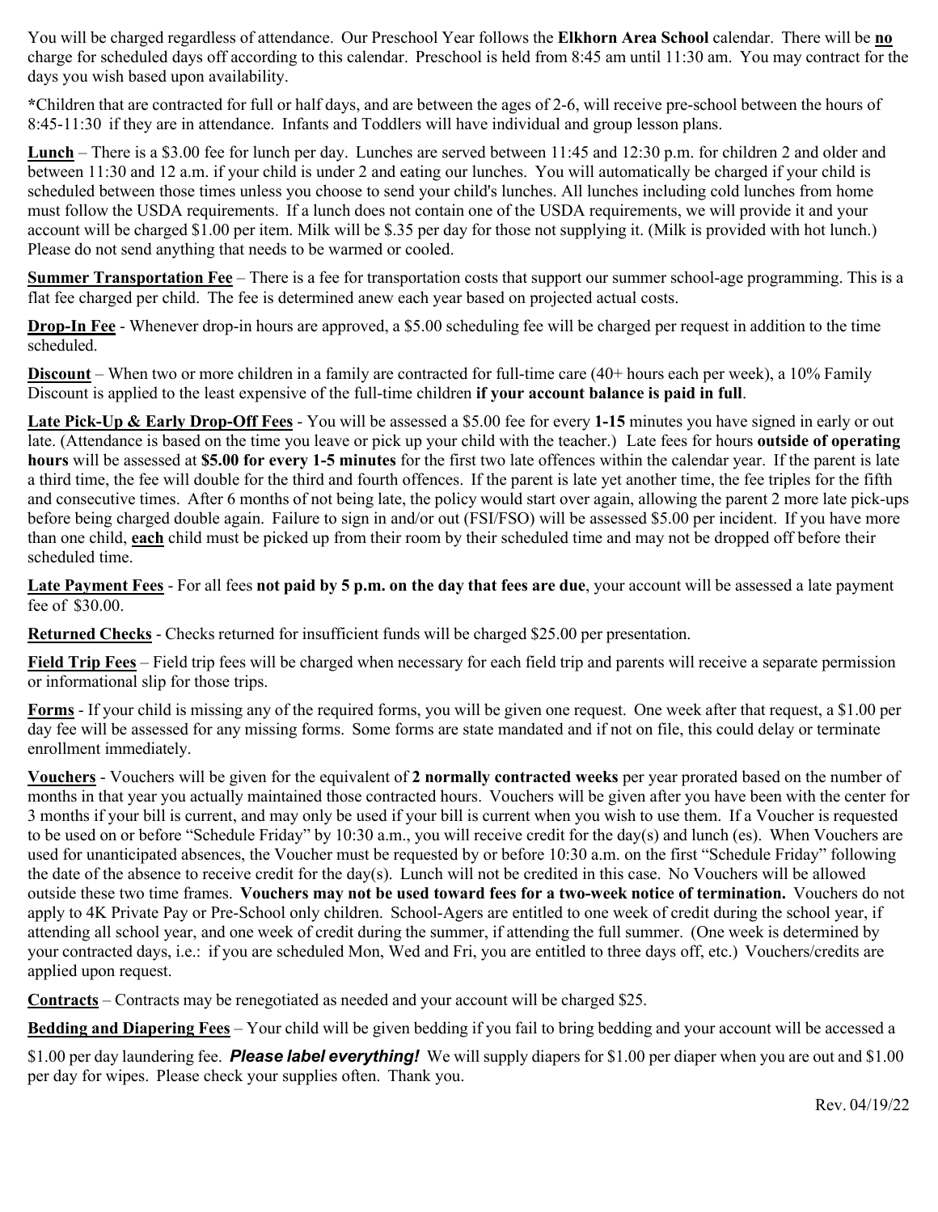You will be charged regardless of attendance. Our Preschool Year follows the **Elkhorn Area School** calendar. There will be **no** charge for scheduled days off according to this calendar. Preschool is held from 8:45 am until 11:30 am. You may contract for the days you wish based upon availability.

**\***Children that are contracted for full or half days, and are between the ages of 2-6, will receive pre-school between the hours of 8:45-11:30 if they are in attendance. Infants and Toddlers will have individual and group lesson plans.

**Lunch** – There is a $3.00 fee for lunch per day. Lunches are served between 11:45 and 12:30 p.m. for children 2 and older and between 11:30 and 12 a.m. if your child is under 2 and eating our lunches. You will automatically be charged if your child is scheduled between those times unless you choose to send your child's lunches. All lunches including cold lunches from home must follow the USDA requirements. If a lunch does not contain one of the USDA requirements, we will provide it and your account will be charged $1.00 per item. Milk will be $.35 per day for those not supplying it. (Milk is provided with hot lunch.) Please do not send anything that needs to be warmed or cooled.

**Summer Transportation Fee** – There is a fee for transportation costs that support our summer school-age programming. This is a flat fee charged per child. The fee is determined anew each year based on projected actual costs.

**Drop-In Fee** - Whenever drop-in hours are approved, a $5.00 scheduling fee will be charged per request in addition to the time scheduled.

**Discount** – When two or more children in a family are contracted for full-time care (40+ hours each per week), a 10% Family Discount is applied to the least expensive of the full-time children **if your account balance is paid in full**.

**Late Pick-Up & Early Drop-Off Fees** - You will be assessed a $5.00 fee for every **1-15** minutes you have signed in early or out late. (Attendance is based on the time you leave or pick up your child with the teacher.) Late fees for hours **outside of operating hours** will be assessed at **$5.00 for every 1-5 minutes** for the first two late offences within the calendar year. If the parent is late a third time, the fee will double for the third and fourth offences. If the parent is late yet another time, the fee triples for the fifth and consecutive times. After 6 months of not being late, the policy would start over again, allowing the parent 2 more late pick-ups before being charged double again. Failure to sign in and/or out (FSI/FSO) will be assessed $5.00 per incident. If you have more than one child, **each** child must be picked up from their room by their scheduled time and may not be dropped off before their scheduled time.

**Late Payment Fees** - For all fees **not paid by 5 p.m. on the day that fees are due**, your account will be assessed a late payment fee of $30.00.

**Returned Checks** - Checks returned for insufficient funds will be charged $25.00 per presentation.

**Field Trip Fees** – Field trip fees will be charged when necessary for each field trip and parents will receive a separate permission or informational slip for those trips.

**Forms** - If your child is missing any of the required forms, you will be given one request. One week after that request, a $1.00 per day fee will be assessed for any missing forms. Some forms are state mandated and if not on file, this could delay or terminate enrollment immediately.

**Vouchers** - Vouchers will be given for the equivalent of **2 normally contracted weeks** per year prorated based on the number of months in that year you actually maintained those contracted hours. Vouchers will be given after you have been with the center for 3 months if your bill is current, and may only be used if your bill is current when you wish to use them. If a Voucher is requested to be used on or before "Schedule Friday" by 10:30 a.m., you will receive credit for the day(s) and lunch (es). When Vouchers are used for unanticipated absences, the Voucher must be requested by or before 10:30 a.m. on the first "Schedule Friday" following the date of the absence to receive credit for the day(s). Lunch will not be credited in this case. No Vouchers will be allowed outside these two time frames. **Vouchers may not be used toward fees for a two-week notice of termination.** Vouchers do not apply to 4K Private Pay or Pre-School only children. School-Agers are entitled to one week of credit during the school year, if attending all school year, and one week of credit during the summer, if attending the full summer. (One week is determined by your contracted days, i.e.: if you are scheduled Mon, Wed and Fri, you are entitled to three days off, etc.) Vouchers/credits are applied upon request.

**Contracts** – Contracts may be renegotiated as needed and your account will be charged $25.

**Bedding and Diapering Fees** – Your child will be given bedding if you fail to bring bedding and your account will be accessed a $1.00 per day laundering fee. ***Please label everything!*** We will supply diapers for $1.00 per diaper when you are out and $1.00 per day for wipes. Please check your supplies often. Thank you.

Rev. 04/19/22